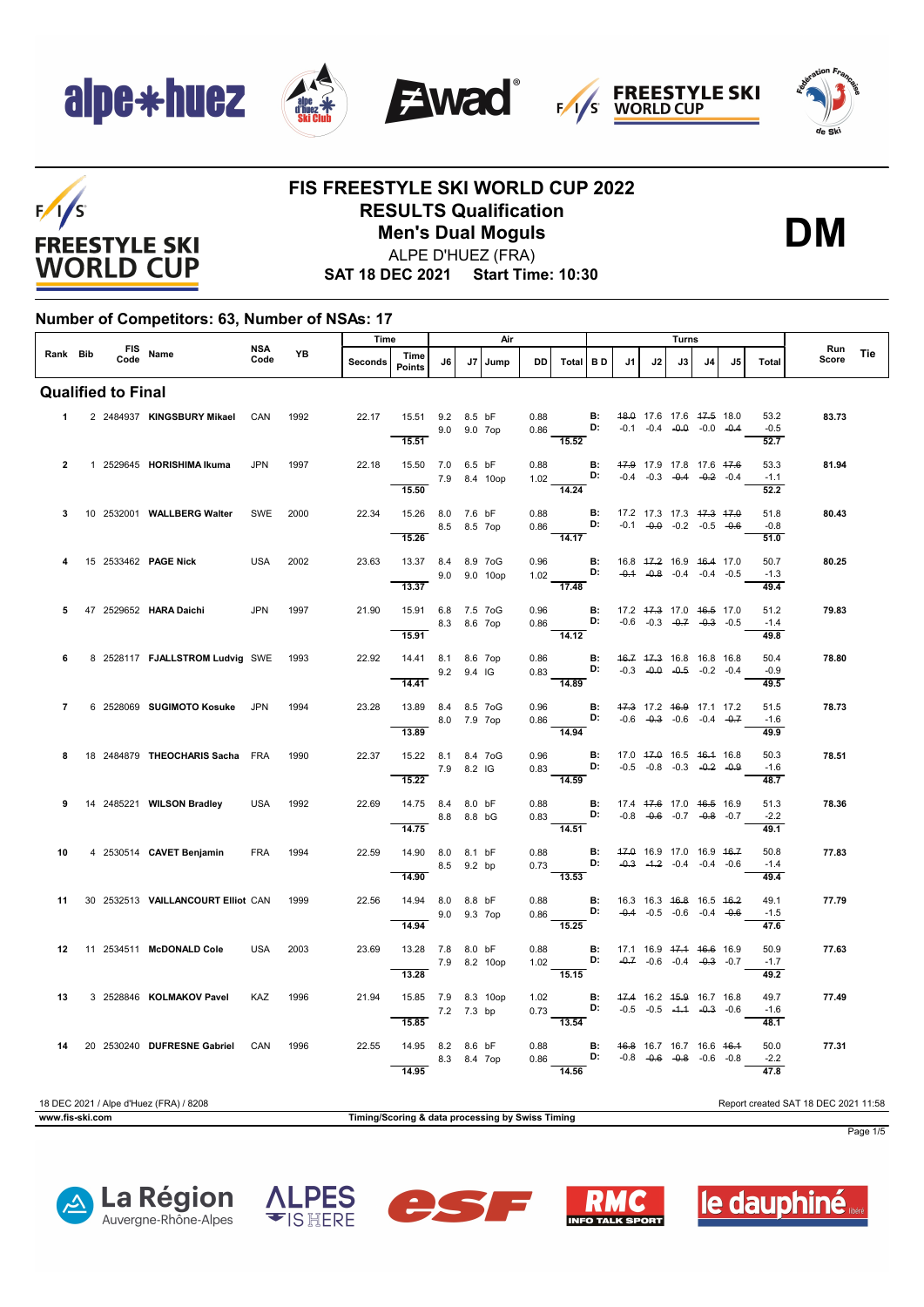# FIS FREESTYLE SKI WORLD CUP 2022

## RESULTS Qualification

## Men's Dual Moguls

**DM**

ALPE D'HUEZ (FRA)

**SAT 18 DEC 2021 Start Time: 10:30**

### Number of Competitors: 63, Number of NSAs: 17

| Rank | Bib | FIS Code | Name | NSA Code | YB | Time Seconds | Time Points | J6 | J7 | Jump | DD | Air Total | B D | J1 | J2 | J3 | J4 | J5 | Turns Total | Run Score | Tie |
|---|---|---|---|---|---|---|---|---|---|---|---|---|---|---|---|---|---|---|---|---|---|
| **Qualified to Final** | | | | | | | | | | | | | | | | | | | | | |
| 1 | 2 | 2484937 | **KINGSBURY Mikael** | CAN | 1992 | 22.17 | 15.51 | 9.2 | 8.5 | bF | 0.88 | | B: | ~~18.0~~ | 17.6 | 17.6 | ~~17.5~~ | 18.0 | 53.2 | **83.73** | |
| | | | | | | | | 9.0 | 9.0 | 7op | 0.86 | | D: | -0.1 | -0.4 | ~~-0.0~~ | -0.0 | ~~-0.4~~ | -0.5 | | |
| | | | | | | | 15.51 | | | | | 15.52 | | | | | | | 52.7 | | |
| 2 | 1 | 2529645 | **HORISHIMA Ikuma** | JPN | 1997 | 22.18 | 15.50 | 7.0 | 6.5 | bF | 0.88 | | B: | ~~17.9~~ | 17.9 | 17.8 | 17.6 | ~~17.6~~ | 53.3 | **81.94** | |
| | | | | | | | | 7.9 | 8.4 | 10op | 1.02 | | D: | -0.4 | -0.3 | ~~-0.4~~ | ~~-0.2~~ | -0.4 | -1.1 | | |
| | | | | | | | 15.50 | | | | | 14.24 | | | | | | | 52.2 | | |
| 3 | 10 | 2532001 | **WALLBERG Walter** | SWE | 2000 | 22.34 | 15.26 | 8.0 | 7.6 | bF | 0.88 | | B: | 17.2 | 17.3 | 17.3 | ~~17.3~~ | ~~17.0~~ | 51.8 | **80.43** | |
| | | | | | | | | 8.5 | 8.5 | 7op | 0.86 | | D: | -0.1 | ~~-0.0~~ | -0.2 | -0.5 | ~~-0.6~~ | -0.8 | | |
| | | | | | | | 15.26 | | | | | 14.17 | | | | | | | 51.0 | | |
| 4 | 15 | 2533462 | **PAGE Nick** | USA | 2002 | 23.63 | 13.37 | 8.4 | 8.9 | 7oG | 0.96 | | B: | 16.8 | ~~17.2~~ | 16.9 | ~~16.4~~ | 17.0 | 50.7 | **80.25** | |
| | | | | | | | | 9.0 | 9.0 | 10op | 1.02 | | D: | ~~-0.1~~ | ~~-0.8~~ | -0.4 | -0.4 | -0.5 | -1.3 | | |
| | | | | | | | 13.37 | | | | | 17.48 | | | | | | | 49.4 | | |
| 5 | 47 | 2529652 | **HARA Daichi** | JPN | 1997 | 21.90 | 15.91 | 6.8 | 7.5 | 7oG | 0.96 | | B: | 17.2 | ~~17.3~~ | 17.0 | ~~16.5~~ | 17.0 | 51.2 | **79.83** | |
| | | | | | | | | 8.3 | 8.6 | 7op | 0.86 | | D: | -0.6 | -0.3 | ~~-0.7~~ | ~~-0.3~~ | -0.5 | -1.4 | | |
| | | | | | | | 15.91 | | | | | 14.12 | | | | | | | 49.8 | | |
| 6 | 8 | 2528117 | **FJALLSTROM Ludvig** | SWE | 1993 | 22.92 | 14.41 | 8.1 | 8.6 | 7op | 0.86 | | B: | ~~16.7~~ | ~~17.3~~ | 16.8 | 16.8 | 16.8 | 50.4 | **78.80** | |
| | | | | | | | | 9.2 | 9.4 | IG | 0.83 | | D: | -0.3 | ~~-0.0~~ | ~~-0.5~~ | -0.2 | -0.4 | -0.9 | | |
| | | | | | | | 14.41 | | | | | 14.89 | | | | | | | 49.5 | | |
| 7 | 6 | 2528069 | **SUGIMOTO Kosuke** | JPN | 1994 | 23.28 | 13.89 | 8.4 | 8.5 | 7oG | 0.96 | | B: | ~~17.3~~ | 17.2 | ~~16.9~~ | 17.1 | 17.2 | 51.5 | **78.73** | |
| | | | | | | | | 8.0 | 7.9 | 7op | 0.86 | | D: | -0.6 | ~~-0.3~~ | -0.6 | -0.4 | ~~-0.7~~ | -1.6 | | |
| | | | | | | | 13.89 | | | | | 14.94 | | | | | | | 49.9 | | |
| 8 | 18 | 2484879 | **THEOCHARIS Sacha** | FRA | 1990 | 22.37 | 15.22 | 8.1 | 8.4 | 7oG | 0.96 | | B: | 17.0 | ~~17.0~~ | 16.5 | ~~16.1~~ | 16.8 | 50.3 | **78.51** | |
| | | | | | | | | 7.9 | 8.2 | IG | 0.83 | | D: | -0.5 | -0.8 | -0.3 | ~~-0.2~~ | ~~-0.9~~ | -1.6 | | |
| | | | | | | | 15.22 | | | | | 14.59 | | | | | | | 48.7 | | |
| 9 | 14 | 2485221 | **WILSON Bradley** | USA | 1992 | 22.69 | 14.75 | 8.4 | 8.0 | bF | 0.88 | | B: | 17.4 | ~~17.6~~ | 17.0 | ~~16.5~~ | 16.9 | 51.3 | **78.36** | |
| | | | | | | | | 8.8 | 8.8 | bG | 0.83 | | D: | -0.8 | ~~-0.6~~ | -0.7 | ~~-0.8~~ | -0.7 | -2.2 | | |
| | | | | | | | 14.75 | | | | | 14.51 | | | | | | | 49.1 | | |
| 10 | 4 | 2530514 | **CAVET Benjamin** | FRA | 1994 | 22.59 | 14.90 | 8.0 | 8.1 | bF | 0.88 | | B: | ~~17.0~~ | 16.9 | 17.0 | 16.9 | ~~16.7~~ | 50.8 | **77.83** | |
| | | | | | | | | 8.5 | 9.2 | bp | 0.73 | | D: | ~~-0.3~~ | ~~-1.2~~ | -0.4 | -0.4 | -0.6 | -1.4 | | |
| | | | | | | | 14.90 | | | | | 13.53 | | | | | | | 49.4 | | |
| 11 | 30 | 2532513 | **VAILLANCOURT Elliot** | CAN | 1999 | 22.56 | 14.94 | 8.0 | 8.8 | bF | 0.88 | | B: | 16.3 | 16.3 | ~~16.8~~ | 16.5 | ~~16.2~~ | 49.1 | **77.79** | |
| | | | | | | | | 9.0 | 9.3 | 7op | 0.86 | | D: | ~~-0.4~~ | -0.5 | -0.6 | -0.4 | ~~-0.6~~ | -1.5 | | |
| | | | | | | | 14.94 | | | | | 15.25 | | | | | | | 47.6 | | |
| 12 | 11 | 2534511 | **McDONALD Cole** | USA | 2003 | 23.69 | 13.28 | 7.8 | 8.0 | bF | 0.88 | | B: | 17.1 | 16.9 | ~~17.1~~ | ~~16.6~~ | 16.9 | 50.9 | **77.63** | |
| | | | | | | | | 7.9 | 8.2 | 10op | 1.02 | | D: | ~~-0.7~~ | -0.6 | -0.4 | ~~-0.3~~ | -0.7 | -1.7 | | |
| | | | | | | | 13.28 | | | | | 15.15 | | | | | | | 49.2 | | |
| 13 | 3 | 2528846 | **KOLMAKOV Pavel** | KAZ | 1996 | 21.94 | 15.85 | 7.9 | 8.3 | 10op | 1.02 | | B: | ~~17.4~~ | 16.2 | ~~15.9~~ | 16.7 | 16.8 | 49.7 | **77.49** | |
| | | | | | | | | 7.2 | 7.3 | bp | 0.73 | | D: | -0.5 | -0.5 | ~~-1.1~~ | ~~-0.3~~ | -0.6 | -1.6 | | |
| | | | | | | | 15.85 | | | | | 13.54 | | | | | | | 48.1 | | |
| 14 | 20 | 2530240 | **DUFRESNE Gabriel** | CAN | 1996 | 22.55 | 14.95 | 8.2 | 8.6 | bF | 0.88 | | B: | ~~16.8~~ | 16.7 | 16.7 | 16.6 | ~~16.1~~ | 50.0 | **77.31** | |
| | | | | | | | | 8.3 | 8.4 | 7op | 0.86 | | D: | -0.8 | ~~-0.6~~ | ~~-0.8~~ | -0.6 | -0.8 | -2.2 | | |
| | | | | | | | 14.95 | | | | | 14.56 | | | | | | | 47.8 | | |

18 DEC 2021 / Alpe d'Huez (FRA) / 8208

Report created SAT 18 DEC 2021 11:58

www.fis-ski.com

Timing/Scoring & data processing by Swiss Timing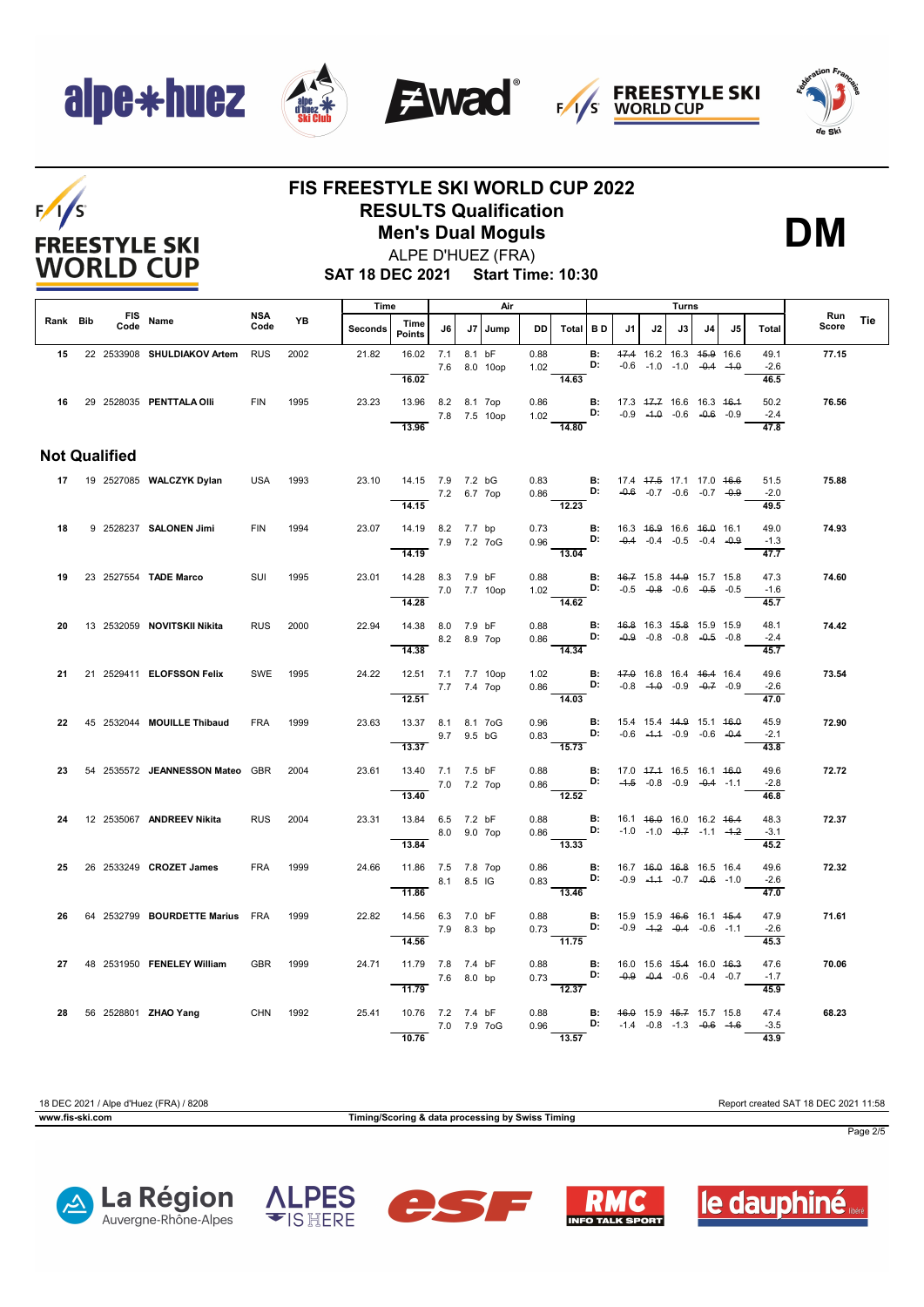# FIS FREESTYLE SKI WORLD CUP 2022

## RESULTS Qualification

## Men's Dual Moguls

**DM**

ALPE D'HUEZ (FRA)

**SAT 18 DEC 2021 Start Time: 10:30**

| Rank | Bib | FIS Code | Name | NSA Code | YB | Time Seconds | Time Points | J6 | J7 | Jump | DD | Air Total | B D | J1 | J2 | J3 | J4 | J5 | Turns Total | Run Score | Tie |
|---|---|---|---|---|---|---|---|---|---|---|---|---|---|---|---|---|---|---|---|---|---|
| 15 | 22 | 2533908 | **SHULDIAKOV Artem** | RUS | 2002 | 21.82 | 16.02 | 7.1 | 8.1 | bF | 0.88 | | B: | ~~17.4~~ | 16.2 | 16.3 | ~~15.9~~ | 16.6 | 49.1 | **77.15** | |
| | | | | | | | | 7.6 | 8.0 | 10op | 1.02 | | D: | -0.6 | -1.0 | -1.0 | ~~-0.4~~ | ~~-1.0~~ | -2.6 | | |
| | | | | | | | **16.02** | | | | | **14.63** | | | | | | | **46.5** | | |
| 16 | 29 | 2528035 | **PENTTALA Olli** | FIN | 1995 | 23.23 | 13.96 | 8.2 | 8.1 | 7op | 0.86 | | B: | 17.3 | ~~17.7~~ | 16.6 | 16.3 | ~~16.1~~ | 50.2 | **76.56** | |
| | | | | | | | | 7.8 | 7.5 | 10op | 1.02 | | D: | -0.9 | ~~-1.0~~ | -0.6 | ~~-0.6~~ | -0.9 | -2.4 | | |
| | | | | | | | **13.96** | | | | | **14.80** | | | | | | | **47.8** | | |

## Not Qualified

| Rank | Bib | FIS Code | Name | NSA Code | YB | Time Seconds | Time Points | J6 | J7 | Jump | DD | Air Total | B D | J1 | J2 | J3 | J4 | J5 | Turns Total | Run Score | Tie |
|---|---|---|---|---|---|---|---|---|---|---|---|---|---|---|---|---|---|---|---|---|---|
| 17 | 19 | 2527085 | **WALCZYK Dylan** | USA | 1993 | 23.10 | 14.15 | 7.9 | 7.2 | bG | 0.83 | | B: | 17.4 | ~~17.5~~ | 17.1 | 17.0 | ~~16.6~~ | 51.5 | **75.88** | |
| | | | | | | | | 7.2 | 6.7 | 7op | 0.86 | | D: | ~~-0.6~~ | -0.7 | -0.6 | -0.7 | ~~-0.9~~ | -2.0 | | |
| | | | | | | | **14.15** | | | | | **12.23** | | | | | | | **49.5** | | |
| 18 | 9 | 2528237 | **SALONEN Jimi** | FIN | 1994 | 23.07 | 14.19 | 8.2 | 7.7 | bp | 0.73 | | B: | 16.3 | ~~16.9~~ | 16.6 | ~~16.0~~ | 16.1 | 49.0 | **74.93** | |
| | | | | | | | | 7.9 | 7.2 | 7oG | 0.96 | | D: | ~~-0.4~~ | -0.4 | -0.5 | -0.4 | ~~-0.9~~ | -1.3 | | |
| | | | | | | | **14.19** | | | | | **13.04** | | | | | | | **47.7** | | |
| 19 | 23 | 2527554 | **TADE Marco** | SUI | 1995 | 23.01 | 14.28 | 8.3 | 7.9 | bF | 0.88 | | B: | ~~16.7~~ | 15.8 | ~~14.9~~ | 15.7 | 15.8 | 47.3 | **74.60** | |
| | | | | | | | | 7.0 | 7.7 | 10op | 1.02 | | D: | -0.5 | ~~-0.8~~ | -0.6 | ~~-0.5~~ | -0.5 | -1.6 | | |
| | | | | | | | **14.28** | | | | | **14.62** | | | | | | | **45.7** | | |
| 20 | 13 | 2532059 | **NOVITSKII Nikita** | RUS | 2000 | 22.94 | 14.38 | 8.0 | 7.9 | bF | 0.88 | | B: | ~~16.8~~ | 16.3 | ~~15.8~~ | 15.9 | 15.9 | 48.1 | **74.42** | |
| | | | | | | | | 8.2 | 8.9 | 7op | 0.86 | | D: | ~~-0.9~~ | -0.8 | -0.8 | ~~-0.5~~ | -0.8 | -2.4 | | |
| | | | | | | | **14.38** | | | | | **14.34** | | | | | | | **45.7** | | |
| 21 | 21 | 2529411 | **ELOFSSON Felix** | SWE | 1995 | 24.22 | 12.51 | 7.1 | 7.7 | 10op | 1.02 | | B: | ~~17.0~~ | 16.8 | 16.4 | ~~16.4~~ | 16.4 | 49.6 | **73.54** | |
| | | | | | | | | 7.7 | 7.4 | 7op | 0.86 | | D: | -0.8 | ~~-1.0~~ | -0.9 | ~~-0.7~~ | -0.9 | -2.6 | | |
| | | | | | | | **12.51** | | | | | **14.03** | | | | | | | **47.0** | | |
| 22 | 45 | 2532044 | **MOUILLE Thibaud** | FRA | 1999 | 23.63 | 13.37 | 8.1 | 8.1 | 7oG | 0.96 | | B: | 15.4 | 15.4 | ~~14.9~~ | 15.1 | ~~16.0~~ | 45.9 | **72.90** | |
| | | | | | | | | 9.7 | 9.5 | bG | 0.83 | | D: | -0.6 | ~~-1.1~~ | -0.9 | -0.6 | ~~-0.4~~ | -2.1 | | |
| | | | | | | | **13.37** | | | | | **15.73** | | | | | | | **43.8** | | |
| 23 | 54 | 2535572 | **JEANNESSON Mateo** | GBR | 2004 | 23.61 | 13.40 | 7.1 | 7.5 | bF | 0.88 | | B: | 17.0 | ~~17.1~~ | 16.5 | 16.1 | ~~16.0~~ | 49.6 | **72.72** | |
| | | | | | | | | 7.0 | 7.2 | 7op | 0.86 | | D: | ~~-1.5~~ | -0.8 | -0.9 | ~~-0.4~~ | -1.1 | -2.8 | | |
| | | | | | | | **13.40** | | | | | **12.52** | | | | | | | **46.8** | | |
| 24 | 12 | 2535067 | **ANDREEV Nikita** | RUS | 2004 | 23.31 | 13.84 | 6.5 | 7.2 | bF | 0.88 | | B: | 16.1 | ~~16.0~~ | 16.0 | 16.2 | ~~16.4~~ | 48.3 | **72.37** | |
| | | | | | | | | 8.0 | 9.0 | 7op | 0.86 | | D: | -1.0 | -1.0 | ~~-0.7~~ | -1.1 | ~~-1.2~~ | -3.1 | | |
| | | | | | | | **13.84** | | | | | **13.33** | | | | | | | **45.2** | | |
| 25 | 26 | 2533249 | **CROZET James** | FRA | 1999 | 24.66 | 11.86 | 7.5 | 7.8 | 7op | 0.86 | | B: | 16.7 | ~~16.0~~ | ~~16.8~~ | 16.5 | 16.4 | 49.6 | **72.32** | |
| | | | | | | | | 8.1 | 8.5 | lG | 0.83 | | D: | -0.9 | ~~-1.1~~ | -0.7 | ~~-0.6~~ | -1.0 | -2.6 | | |
| | | | | | | | **11.86** | | | | | **13.46** | | | | | | | **47.0** | | |
| 26 | 64 | 2532799 | **BOURDETTE Marius** | FRA | 1999 | 22.82 | 14.56 | 6.3 | 7.0 | bF | 0.88 | | B: | 15.9 | 15.9 | ~~16.6~~ | 16.1 | ~~15.4~~ | 47.9 | **71.61** | |
| | | | | | | | | 7.9 | 8.3 | bp | 0.73 | | D: | -0.9 | ~~-1.2~~ | ~~-0.4~~ | -0.6 | -1.1 | -2.6 | | |
| | | | | | | | **14.56** | | | | | **11.75** | | | | | | | **45.3** | | |
| 27 | 48 | 2531950 | **FENELEY William** | GBR | 1999 | 24.71 | 11.79 | 7.8 | 7.4 | bF | 0.88 | | B: | 16.0 | 15.6 | ~~15.4~~ | 16.0 | ~~16.3~~ | 47.6 | **70.06** | |
| | | | | | | | | 7.6 | 8.0 | bp | 0.73 | | D: | ~~-0.9~~ | ~~-0.4~~ | -0.6 | -0.4 | -0.7 | -1.7 | | |
| | | | | | | | **11.79** | | | | | **12.37** | | | | | | | **45.9** | | |
| 28 | 56 | 2528801 | **ZHAO Yang** | CHN | 1992 | 25.41 | 10.76 | 7.2 | 7.4 | bF | 0.88 | | B: | ~~16.0~~ | 15.9 | ~~15.7~~ | 15.7 | 15.8 | 47.4 | **68.23** | |
| | | | | | | | | 7.0 | 7.9 | 7oG | 0.96 | | D: | -1.4 | -0.8 | -1.3 | ~~-0.6~~ | ~~-1.6~~ | -3.5 | | |
| | | | | | | | **10.76** | | | | | **13.57** | | | | | | | **43.9** | | |

18 DEC 2021 / Alpe d'Huez (FRA) / 8208 — Report created SAT 18 DEC 2021 11:58

www.fis-ski.com — Timing/Scoring & data processing by Swiss Timing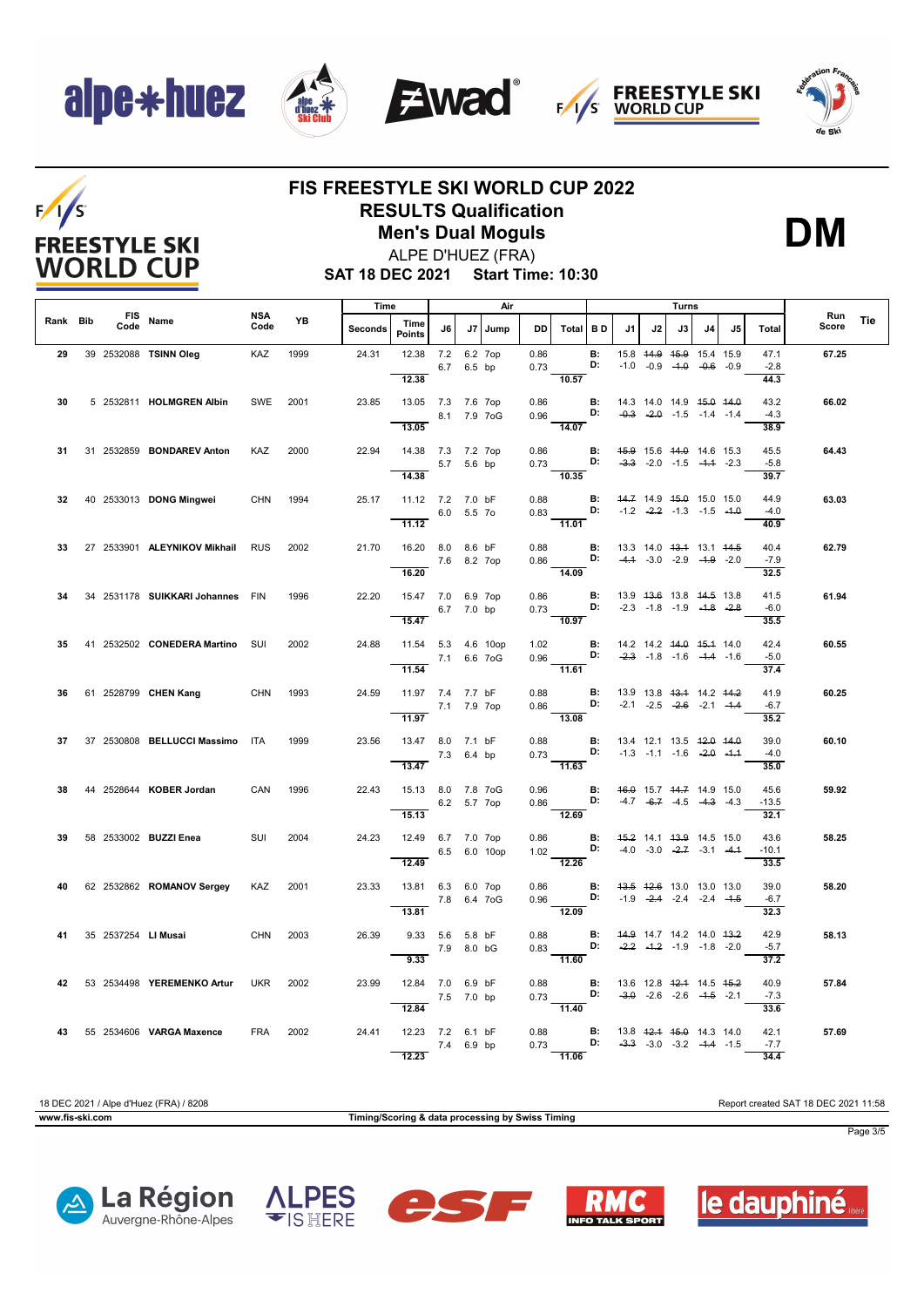# FIS FREESTYLE SKI WORLD CUP 2022

## RESULTS Qualification

## Men's Dual Moguls

ALPE D'HUEZ (FRA)

**SAT 18 DEC 2021 Start Time: 10:30**

**DM**

| Rank | Bib | FIS Code | Name | NSA Code | YB | Time Seconds | Time Points | Air J6 | Air J7 | Air Jump | Air DD | Air Total | B D | Turns J1 | Turns J2 | Turns J3 | Turns J4 | Turns J5 | Turns Total | Run Score | Tie |
|---|---|---|---|---|---|---|---|---|---|---|---|---|---|---|---|---|---|---|---|---|---|
| 29 | 39 | 2532088 | TSINN Oleg | KAZ | 1999 | 24.31 | 12.38 | 7.2 | 6.2 | 7op | 0.86 | | B: | 15.8 | ~~14.9~~ | ~~15.9~~ | 15.4 | 15.9 | 47.1 | 67.25 | |
| | | | | | | | | 6.7 | 6.5 | bp | 0.73 | | D: | -1.0 | -0.9 | ~~-1.0~~ | ~~-0.6~~ | -0.9 | -2.8 | | |
| | | | | | | | 12.38 | | | | | 10.57 | | | | | | | 44.3 | | |
| 30 | 5 | 2532811 | HOLMGREN Albin | SWE | 2001 | 23.85 | 13.05 | 7.3 | 7.6 | 7op | 0.86 | | B: | 14.3 | 14.0 | 14.9 | ~~15.0~~ | ~~14.0~~ | 43.2 | 66.02 | |
| | | | | | | | | 8.1 | 7.9 | 7oG | 0.96 | | D: | ~~-0.3~~ | ~~-2.0~~ | -1.5 | -1.4 | -1.4 | -4.3 | | |
| | | | | | | | 13.05 | | | | | 14.07 | | | | | | | 38.9 | | |
| 31 | 31 | 2532859 | BONDAREV Anton | KAZ | 2000 | 22.94 | 14.38 | 7.3 | 7.2 | 7op | 0.86 | | B: | ~~15.9~~ | 15.6 | ~~14.0~~ | 14.6 | 15.3 | 45.5 | 64.43 | |
| | | | | | | | | 5.7 | 5.6 | bp | 0.73 | | D: | ~~-3.3~~ | -2.0 | -1.5 | ~~-1.1~~ | -2.3 | -5.8 | | |
| | | | | | | | 14.38 | | | | | 10.35 | | | | | | | 39.7 | | |
| 32 | 40 | 2533013 | DONG Mingwei | CHN | 1994 | 25.17 | 11.12 | 7.2 | 7.0 | bF | 0.88 | | B: | ~~14.7~~ | 14.9 | ~~15.0~~ | 15.0 | 15.0 | 44.9 | 63.03 | |
| | | | | | | | | 6.0 | 5.5 | 7o | 0.83 | | D: | -1.2 | ~~-2.2~~ | -1.3 | -1.5 | ~~-1.0~~ | -4.0 | | |
| | | | | | | | 11.12 | | | | | 11.01 | | | | | | | 40.9 | | |
| 33 | 27 | 2533901 | ALEYNIKOV Mikhail | RUS | 2002 | 21.70 | 16.20 | 8.0 | 8.6 | bF | 0.88 | | B: | 13.3 | 14.0 | ~~13.1~~ | 13.1 | ~~14.5~~ | 40.4 | 62.79 | |
| | | | | | | | | 7.6 | 8.2 | 7op | 0.86 | | D: | ~~-4.1~~ | -3.0 | -2.9 | ~~-1.9~~ | -2.0 | -7.9 | | |
| | | | | | | | 16.20 | | | | | 14.09 | | | | | | | 32.5 | | |
| 34 | 34 | 2531178 | SUIKKARI Johannes | FIN | 1996 | 22.20 | 15.47 | 7.0 | 6.9 | 7op | 0.86 | | B: | 13.9 | ~~13.6~~ | 13.8 | ~~14.5~~ | 13.8 | 41.5 | 61.94 | |
| | | | | | | | | 6.7 | 7.0 | bp | 0.73 | | D: | -2.3 | -1.8 | -1.9 | ~~-1.8~~ | ~~-2.8~~ | -6.0 | | |
| | | | | | | | 15.47 | | | | | 10.97 | | | | | | | 35.5 | | |
| 35 | 41 | 2532502 | CONEDERA Martino | SUI | 2002 | 24.88 | 11.54 | 5.3 | 4.6 | 10op | 1.02 | | B: | 14.2 | 14.2 | ~~14.0~~ | ~~15.1~~ | 14.0 | 42.4 | 60.55 | |
| | | | | | | | | 7.1 | 6.6 | 7oG | 0.96 | | D: | ~~-2.3~~ | -1.8 | -1.6 | ~~-1.1~~ | -1.6 | -5.0 | | |
| | | | | | | | 11.54 | | | | | 11.61 | | | | | | | 37.4 | | |
| 36 | 61 | 2528799 | CHEN Kang | CHN | 1993 | 24.59 | 11.97 | 7.4 | 7.7 | bF | 0.88 | | B: | 13.9 | 13.8 | ~~13.1~~ | 14.2 | ~~14.2~~ | 41.9 | 60.25 | |
| | | | | | | | | 7.1 | 7.9 | 7op | 0.86 | | D: | -2.1 | -2.5 | ~~-2.6~~ | -2.1 | ~~-1.1~~ | -6.7 | | |
| | | | | | | | 11.97 | | | | | 13.08 | | | | | | | 35.2 | | |
| 37 | 37 | 2530808 | BELLUCCI Massimo | ITA | 1999 | 23.56 | 13.47 | 8.0 | 7.1 | bF | 0.88 | | B: | 13.4 | 12.1 | 13.5 | ~~12.0~~ | ~~14.0~~ | 39.0 | 60.10 | |
| | | | | | | | | 7.3 | 6.4 | bp | 0.73 | | D: | -1.3 | -1.1 | -1.6 | ~~-2.0~~ | ~~-1.1~~ | -4.0 | | |
| | | | | | | | 13.47 | | | | | 11.63 | | | | | | | 35.0 | | |
| 38 | 44 | 2528644 | KOBER Jordan | CAN | 1996 | 22.43 | 15.13 | 8.0 | 7.8 | 7oG | 0.96 | | B: | ~~16.0~~ | 15.7 | ~~14.7~~ | 14.9 | 15.0 | 45.6 | 59.92 | |
| | | | | | | | | 6.2 | 5.7 | 7op | 0.86 | | D: | -4.7 | ~~-6.7~~ | -4.5 | ~~-4.3~~ | -4.3 | -13.5 | | |
| | | | | | | | 15.13 | | | | | 12.69 | | | | | | | 32.1 | | |
| 39 | 58 | 2533002 | BUZZI Enea | SUI | 2004 | 24.23 | 12.49 | 6.7 | 7.0 | 7op | 0.86 | | B: | ~~15.2~~ | 14.1 | ~~13.9~~ | 14.5 | 15.0 | 43.6 | 58.25 | |
| | | | | | | | | 6.5 | 6.0 | 10op | 1.02 | | D: | -4.0 | -3.0 | ~~-2.7~~ | -3.1 | ~~-4.1~~ | -10.1 | | |
| | | | | | | | 12.49 | | | | | 12.26 | | | | | | | 33.5 | | |
| 40 | 62 | 2532862 | ROMANOV Sergey | KAZ | 2001 | 23.33 | 13.81 | 6.3 | 6.0 | 7op | 0.86 | | B: | ~~13.5~~ | ~~12.6~~ | 13.0 | 13.0 | 13.0 | 39.0 | 58.20 | |
| | | | | | | | | 7.8 | 6.4 | 7oG | 0.96 | | D: | -1.9 | ~~-2.4~~ | -2.4 | -2.4 | ~~-1.5~~ | -6.7 | | |
| | | | | | | | 13.81 | | | | | 12.09 | | | | | | | 32.3 | | |
| 41 | 35 | 2537254 | LI Musai | CHN | 2003 | 26.39 | 9.33 | 5.6 | 5.8 | bF | 0.88 | | B: | ~~14.9~~ | 14.7 | 14.2 | 14.0 | ~~13.2~~ | 42.9 | 58.13 | |
| | | | | | | | | 7.9 | 8.0 | bG | 0.83 | | D: | ~~-2.2~~ | ~~-1.2~~ | -1.9 | -1.8 | -2.0 | -5.7 | | |
| | | | | | | | 9.33 | | | | | 11.60 | | | | | | | 37.2 | | |
| 42 | 53 | 2534498 | YEREMENKO Artur | UKR | 2002 | 23.99 | 12.84 | 7.0 | 6.9 | bF | 0.88 | | B: | 13.6 | 12.8 | ~~12.1~~ | 14.5 | ~~15.2~~ | 40.9 | 57.84 | |
| | | | | | | | | 7.5 | 7.0 | bp | 0.73 | | D: | ~~-3.0~~ | -2.6 | -2.6 | ~~-1.5~~ | -2.1 | -7.3 | | |
| | | | | | | | 12.84 | | | | | 11.40 | | | | | | | 33.6 | | |
| 43 | 55 | 2534606 | VARGA Maxence | FRA | 2002 | 24.41 | 12.23 | 7.2 | 6.1 | bF | 0.88 | | B: | 13.8 | ~~12.1~~ | ~~15.0~~ | 14.3 | 14.0 | 42.1 | 57.69 | |
| | | | | | | | | 7.4 | 6.9 | bp | 0.73 | | D: | ~~-3.3~~ | -3.0 | -3.2 | ~~-1.1~~ | -1.5 | -7.7 | | |
| | | | | | | | 12.23 | | | | | 11.06 | | | | | | | 34.4 | | |

18 DEC 2021 / Alpe d'Huez (FRA) / 8208

Report created SAT 18 DEC 2021 11:58

www.fis-ski.com

Timing/Scoring & data processing by Swiss Timing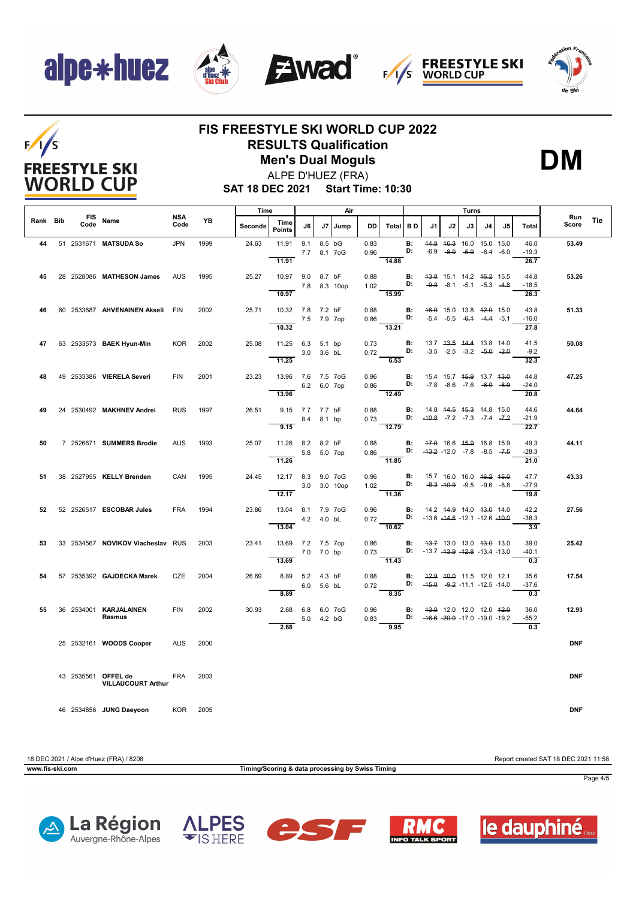# FIS FREESTYLE SKI WORLD CUP 2022

## RESULTS Qualification

## Men's Dual Moguls

ALPE D'HUEZ (FRA)

**SAT 18 DEC 2021 Start Time: 10:30**

**DM**

| Rank | Bib | FIS Code | Name | NSA Code | YB | Time Seconds | Time Points | Air J6 | Air J7 | Jump | DD | Total | B D | Turns J1 | J2 | J3 | J4 | J5 | Total | Run Score | Tie |
|---|---|---|---|---|---|---|---|---|---|---|---|---|---|---|---|---|---|---|---|---|---|
| 44 | 51 | 2531671 | MATSUDA So | JPN | 1999 | 24.63 | 11.91 | 9.1 / 7.7 | 8.5 / 8.1 | bG / 7oG | 0.83 / 0.96 | 14.88 | B: / D: | ~~14.8~~ / -6.9 | ~~16.3~~ / ~~-8.0~~ | 16.0 / ~~-5.9~~ | 15.0 / -6.4 | 15.0 / -6.0 | 46.0 / -19.3 / 26.7 | 53.49 | |
| 45 | 28 | 2528086 | MATHESON James | AUS | 1995 | 25.27 | 10.97 | 9.0 / 7.8 | 8.7 / 8.3 | bF / 10op | 0.88 / 1.02 | 15.99 | B: / D: | ~~13.8~~ / ~~-9.3~~ | 15.1 / -8.1 | 14.2 / -5.1 | ~~16.2~~ / -5.3 | 15.5 / ~~-4.8~~ | 44.8 / -18.5 / 26.3 | 53.26 | |
| 46 | 60 | 2533687 | AHVENAINEN Akseli | FIN | 2002 | 25.71 | 10.32 | 7.8 / 7.5 | 7.2 / 7.9 | bF / 7op | 0.88 / 0.86 | 13.21 | B: / D: | ~~16.0~~ / -5.4 | 15.0 / -5.5 | 13.8 / ~~-6.1~~ | ~~12.0~~ / ~~-4.4~~ | 15.0 / -5.1 | 43.8 / -16.0 / 27.8 | 51.33 | |
| 47 | 63 | 2533573 | BAEK Hyun-Min | KOR | 2002 | 25.08 | 11.25 | 6.3 / 3.0 | 5.1 / 3.6 | bp / bL | 0.73 / 0.72 | 6.53 | B: / D: | 13.7 / -3.5 | ~~13.5~~ / -2.5 | ~~14.4~~ / -3.2 | 13.8 / ~~-5.0~~ | 14.0 / ~~-2.0~~ | 41.5 / -9.2 / 32.3 | 50.08 | |
| 48 | 49 | 2533386 | VIERELA Severi | FIN | 2001 | 23.23 | 13.96 | 7.6 / 6.2 | 7.5 / 6.0 | 7oG / 7op | 0.96 / 0.86 | 12.49 | B: / D: | 15.4 / -7.8 | 15.7 / -8.6 | ~~15.9~~ / -7.6 | 13.7 / ~~-6.0~~ | ~~13.0~~ / ~~-8.9~~ | 44.8 / -24.0 / 20.8 | 47.25 | |
| 49 | 24 | 2530492 | MAKHNEV Andrei | RUS | 1997 | 26.51 | 9.15 | 7.7 / 8.4 | 7.7 / 8.1 | bF / bp | 0.88 / 0.73 | 12.79 | B: / D: | 14.8 / ~~-10.8~~ | ~~14.5~~ / -7.2 | ~~15.3~~ / -7.3 | 14.8 / -7.4 | 15.0 / ~~-7.2~~ | 44.6 / -21.9 / 22.7 | 44.64 | |
| 50 | 7 | 2526671 | SUMMERS Brodie | AUS | 1993 | 25.07 | 11.26 | 8.2 / 5.8 | 8.2 / 5.0 | bF / 7op | 0.88 / 0.86 | 11.85 | B: / D: | ~~17.0~~ / ~~-13.2~~ | 16.6 / -12.0 | ~~15.9~~ / -7.8 | 16.8 / -8.5 | 15.9 / ~~-7.5~~ | 49.3 / -28.3 / 21.0 | 44.11 | |
| 51 | 38 | 2527955 | KELLY Brenden | CAN | 1995 | 24.45 | 12.17 | 8.3 / 3.0 | 9.0 / 3.0 | 7oG / 10op | 0.96 / 1.02 | 11.36 | B: / D: | 15.7 / ~~-8.3~~ | 16.0 / ~~-10.9~~ | 16.0 / -9.5 | ~~16.2~~ / -9.6 | ~~15.0~~ / -8.8 | 47.7 / -27.9 / 19.8 | 43.33 | |
| 52 | 52 | 2526517 | ESCOBAR Jules | FRA | 1994 | 23.86 | 13.04 | 8.1 / 4.2 | 7.9 / 4.0 | 7oG / bL | 0.96 / 0.72 | 10.62 | B: / D: | 14.2 / -13.6 | ~~14.9~~ / ~~-14.6~~ | 14.0 / -12.1 | ~~13.0~~ / -12.6 | 14.0 / ~~-10.0~~ | 42.2 / -38.3 / 3.9 | 27.56 | |
| 53 | 33 | 2534567 | NOVIKOV Viacheslav | RUS | 2003 | 23.41 | 13.69 | 7.2 / 7.0 | 7.5 / 7.0 | 7op / bp | 0.86 / 0.73 | 11.43 | B: / D: | ~~13.7~~ / -13.7 | 13.0 / ~~-13.9~~ | 13.0 / ~~-12.8~~ | ~~13.0~~ / -13.4 | 13.0 / -13.0 | 39.0 / -40.1 / 0.3 | 25.42 | |
| 54 | 57 | 2535392 | GAJDECKA Marek | CZE | 2004 | 26.69 | 8.89 | 5.2 / 6.0 | 4.3 / 5.6 | bF / bL | 0.88 / 0.72 | 8.35 | B: / D: | ~~12.9~~ / ~~-15.0~~ | ~~10.0~~ / ~~-9.2~~ | 11.5 / -11.1 | 12.0 / -12.5 | 12.1 / -14.0 | 35.6 / -37.6 / 0.3 | 17.54 | |
| 55 | 36 | 2534001 | KARJALAINEN Rasmus | FIN | 2002 | 30.93 | 2.68 | 6.8 / 5.0 | 6.0 / 4.2 | 7oG / bG | 0.96 / 0.83 | 9.95 | B: / D: | ~~13.0~~ / ~~-16.6~~ | 12.0 / ~~-20.0~~ | 12.0 / -17.0 | 12.0 / -19.0 | ~~12.0~~ / -19.2 | 36.0 / -55.2 / 0.3 | 12.93 | |
| | 25 | 2532161 | WOODS Cooper | AUS | 2000 | | | | | | | | | | | | | | | DNF | |
| | 43 | 2535561 | OFFEL de VILLAUCOURT Arthur | FRA | 2003 | | | | | | | | | | | | | | | DNF | |
| | 46 | 2534856 | JUNG Daeyoon | KOR | 2005 | | | | | | | | | | | | | | | DNF | |

18 DEC 2021 / Alpe d'Huez (FRA) / 8208

Report created SAT 18 DEC 2021 11:58

www.fis-ski.com

Timing/Scoring & data processing by Swiss Timing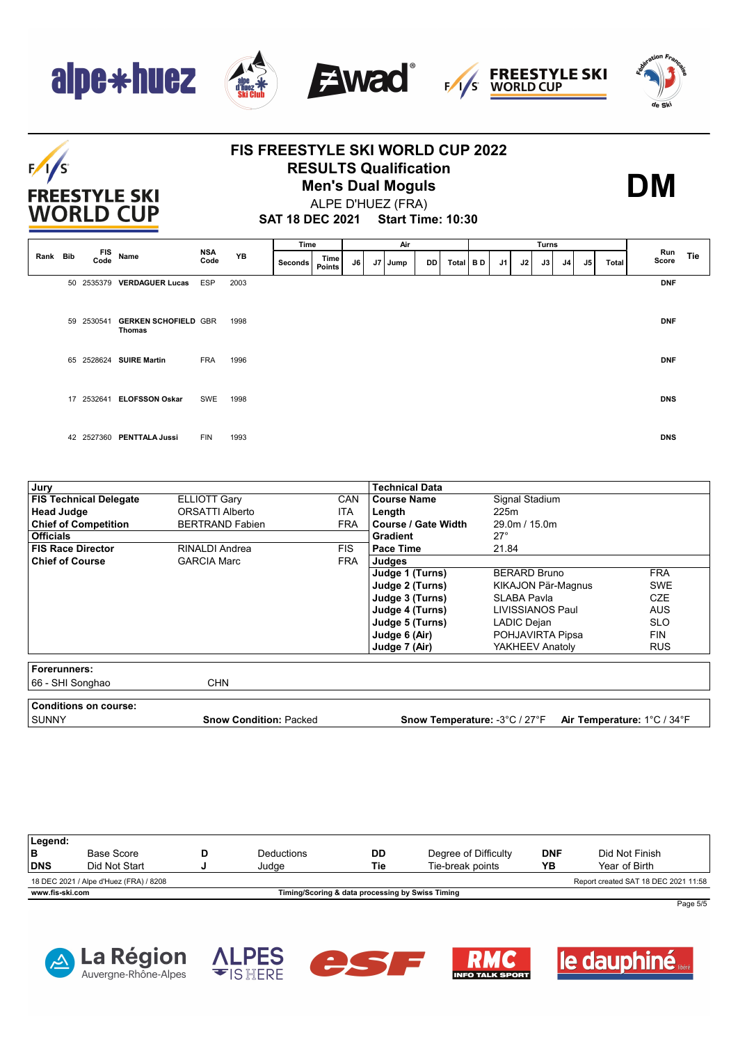# FIS FREESTYLE SKI WORLD CUP 2022

## RESULTS Qualification

## Men's Dual Moguls

ALPE D'HUEZ (FRA)

**SAT 18 DEC 2021 Start Time: 10:30**

**DM**

| Rank | Bib | FIS Code | Name | NSA Code | YB | Time Seconds | Time Points | Air J6 | Air J7 | Jump | DD | Air Total | Turns B D | J1 | J2 | J3 | J4 | J5 | Turns Total | Run Score | Tie |
|---|---|---|---|---|---|---|---|---|---|---|---|---|---|---|---|---|---|---|---|---|---|
| | 50 | 2535379 | **VERDAGUER Lucas** | ESP | 2003 | | | | | | | | | | | | | | | **DNF** | |
| | 59 | 2530541 | **GERKEN SCHOFIELD Thomas** | GBR | 1998 | | | | | | | | | | | | | | | **DNF** | |
| | 65 | 2528624 | **SUIRE Martin** | FRA | 1996 | | | | | | | | | | | | | | | **DNF** | |
| | 17 | 2532641 | **ELOFSSON Oskar** | SWE | 1998 | | | | | | | | | | | | | | | **DNS** | |
| | 42 | 2527360 | **PENTTALA Jussi** | FIN | 1993 | | | | | | | | | | | | | | | **DNS** | |

| Jury | | |
|---|---|---|
| **FIS Technical Delegate** | ELLIOTT Gary | CAN |
| **Head Judge** | ORSATTI Alberto | ITA |
| **Chief of Competition** | BERTRAND Fabien | FRA |
| **Officials** | | |
| **FIS Race Director** | RINALDI Andrea | FIS |
| **Chief of Course** | GARCIA Marc | FRA |

| Technical Data | | |
|---|---|---|
| **Course Name** | Signal Stadium | |
| **Length** | 225m | |
| **Course / Gate Width** | 29.0m / 15.0m | |
| **Gradient** | 27° | |
| **Pace Time** | 21.84 | |
| **Judges** | | |
| **Judge 1 (Turns)** | BERARD Bruno | FRA |
| **Judge 2 (Turns)** | KIKAJON Pär-Magnus | SWE |
| **Judge 3 (Turns)** | SLABA Pavla | CZE |
| **Judge 4 (Turns)** | LIVISSIANOS Paul | AUS |
| **Judge 5 (Turns)** | LADIC Dejan | SLO |
| **Judge 6 (Air)** | POHJAVIRTA Pipsa | FIN |
| **Judge 7 (Air)** | YAKHEEV Anatoly | RUS |

**Forerunners:**

66 - SHI Songhao CHN

**Conditions on course:**

SUNNY **Snow Condition:** Packed **Snow Temperature:** -3°C / 27°F **Air Temperature:** 1°C / 34°F

| Legend: | | | | | | | |
|---|---|---|---|---|---|---|---|
| **B** | Base Score | **D** | Deductions | **DD** | Degree of Difficulty | **DNF** | Did Not Finish |
| **DNS** | Did Not Start | **J** | Judge | **Tie** | Tie-break points | **YB** | Year of Birth |

18 DEC 2021 / Alpe d'Huez (FRA) / 8208 Report created SAT 18 DEC 2021 11:58

**www.fis-ski.com** **Timing/Scoring & data processing by Swiss Timing**